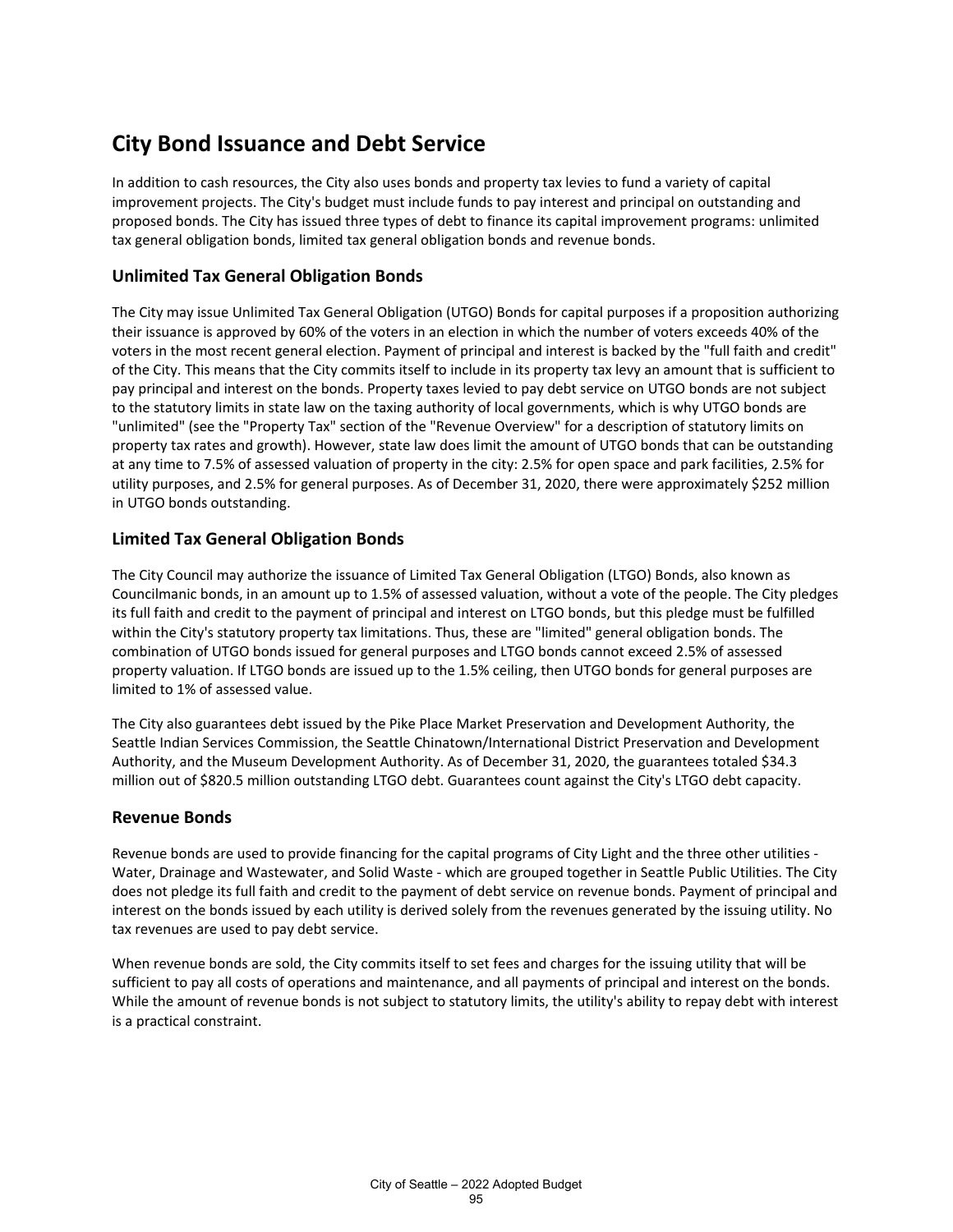# City Bond Issuance and Debt Service

In addition to cash resources, the City also uses bonds and property tax levies to fund a variety of capital improvement projects. The City's budget must include funds to pay interest and principal on outstanding and proposed bonds. The City has issued three types of debt to finance its capital improvement programs: unlimited tax general obligation bonds, limited tax general obligation bonds and revenue bonds.

## Unlimited Tax General Obligation Bonds

The City may issue Unlimited Tax General Obligation (UTGO) Bonds for capital purposes if a proposition authorizing their issuance is approved by 60% of the voters in an election in which the number of voters exceeds 40% of the voters in the most recent general election. Payment of principal and interest is backed by the "full faith and credit" of the City. This means that the City commits itself to include in its property tax levy an amount that is sufficient to pay principal and interest on the bonds. Property taxes levied to pay debt service on UTGO bonds are not subject to the statutory limits in state law on the taxing authority of local governments, which is why UTGO bonds are "unlimited" (see the "Property Tax" section of the "Revenue Overview" for a description of statutory limits on property tax rates and growth). However, state law does limit the amount of UTGO bonds that can be outstanding at any time to 7.5% of assessed valuation of property in the city: 2.5% for open space and park facilities, 2.5% for utility purposes, and 2.5% for general purposes. As of December 31, 2020, there were approximately $252 million in UTGO bonds outstanding.

## Limited Tax General Obligation Bonds

The City Council may authorize the issuance of Limited Tax General Obligation (LTGO) Bonds, also known as Councilmanic bonds, in an amount up to 1.5% of assessed valuation, without a vote of the people. The City pledges its full faith and credit to the payment of principal and interest on LTGO bonds, but this pledge must be fulfilled within the City's statutory property tax limitations. Thus, these are "limited" general obligation bonds. The combination of UTGO bonds issued for general purposes and LTGO bonds cannot exceed 2.5% of assessed property valuation. If LTGO bonds are issued up to the 1.5% ceiling, then UTGO bonds for general purposes are limited to 1% of assessed value.

The City also guarantees debt issued by the Pike Place Market Preservation and Development Authority, the Seattle Indian Services Commission, the Seattle Chinatown/International District Preservation and Development Authority, and the Museum Development Authority. As of December 31, 2020, the guarantees totaled $34.3 million out of $820.5 million outstanding LTGO debt. Guarantees count against the City's LTGO debt capacity.

## Revenue Bonds

Revenue bonds are used to provide financing for the capital programs of City Light and the three other utilities - Water, Drainage and Wastewater, and Solid Waste - which are grouped together in Seattle Public Utilities. The City does not pledge its full faith and credit to the payment of debt service on revenue bonds. Payment of principal and interest on the bonds issued by each utility is derived solely from the revenues generated by the issuing utility. No tax revenues are used to pay debt service.

When revenue bonds are sold, the City commits itself to set fees and charges for the issuing utility that will be sufficient to pay all costs of operations and maintenance, and all payments of principal and interest on the bonds. While the amount of revenue bonds is not subject to statutory limits, the utility's ability to repay debt with interest is a practical constraint.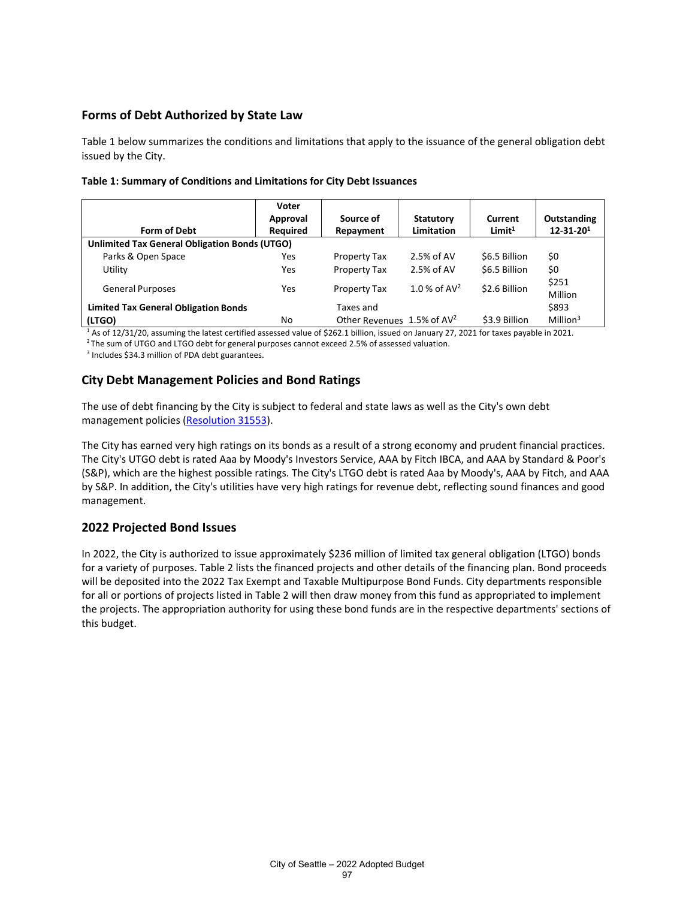## Forms of Debt Authorized by State Law

Table 1 below summarizes the conditions and limitations that apply to the issuance of the general obligation debt issued by the City.

**Table 1: Summary of Conditions and Limitations for City Debt Issuances**

| Form of Debt | Voter Approval Required | Source of Repayment | Statutory Limitation | Current Limit[1] | Outstanding 12-31-20[1] |
|---|---|---|---|---|---|
| **Unlimited Tax General Obligation Bonds (UTGO)** | | | | | |
| Parks & Open Space | Yes | Property Tax | 2.5% of AV | $6.5 Billion | $0 |
| Utility | Yes | Property Tax | 2.5% of AV | $6.5 Billion | $0 |
| General Purposes | Yes | Property Tax | 1.0 % of AV[2] | $2.6 Billion | $251 Million |
| **Limited Tax General Obligation Bonds (LTGO)** | No | Taxes and Other Revenues | 1.5% of AV[2] | $3.9 Billion | $893 Million[3] |

[1] As of 12/31/20, assuming the latest certified assessed value of $262.1 billion, issued on January 27, 2021 for taxes payable in 2021.
[2] The sum of UTGO and LTGO debt for general purposes cannot exceed 2.5% of assessed valuation.
[3] Includes $34.3 million of PDA debt guarantees.

## City Debt Management Policies and Bond Ratings

The use of debt financing by the City is subject to federal and state laws as well as the City's own debt management policies (Resolution 31553).

The City has earned very high ratings on its bonds as a result of a strong economy and prudent financial practices. The City's UTGO debt is rated Aaa by Moody's Investors Service, AAA by Fitch IBCA, and AAA by Standard & Poor's (S&P), which are the highest possible ratings. The City's LTGO debt is rated Aaa by Moody's, AAA by Fitch, and AAA by S&P. In addition, the City's utilities have very high ratings for revenue debt, reflecting sound finances and good management.

## 2022 Projected Bond Issues

In 2022, the City is authorized to issue approximately $236 million of limited tax general obligation (LTGO) bonds for a variety of purposes. Table 2 lists the financed projects and other details of the financing plan. Bond proceeds will be deposited into the 2022 Tax Exempt and Taxable Multipurpose Bond Funds. City departments responsible for all or portions of projects listed in Table 2 will then draw money from this fund as appropriated to implement the projects. The appropriation authority for using these bond funds are in the respective departments' sections of this budget.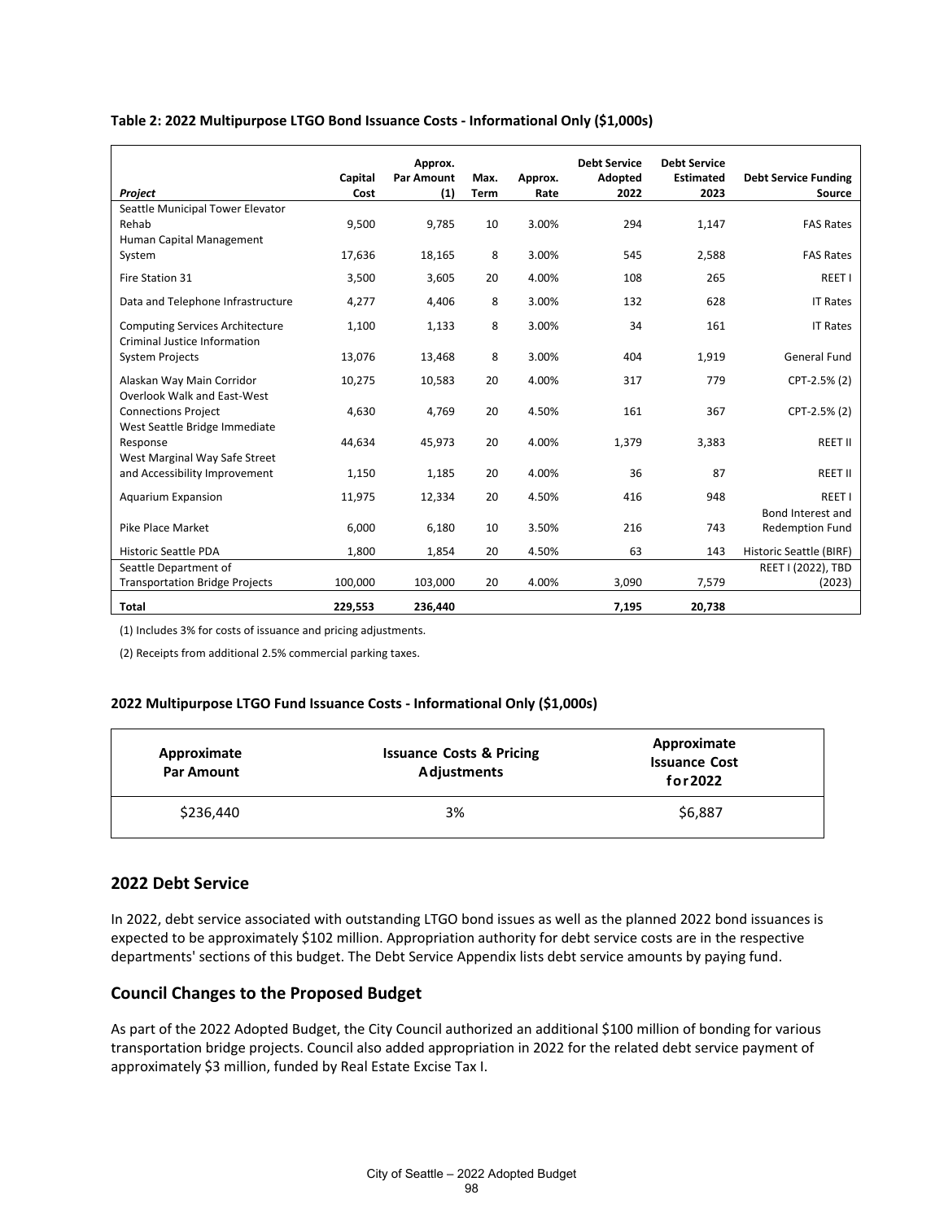**Table 2: 2022 Multipurpose LTGO Bond Issuance Costs - Informational Only ($1,000s)**

| *Project* | Capital Cost | Approx. Par Amount (1) | Max. Term | Approx. Rate | Debt Service Adopted 2022 | Debt Service Estimated 2023 | Debt Service Funding Source |
|---|---|---|---|---|---|---|---|
| Seattle Municipal Tower Elevator Rehab | 9,500 | 9,785 | 10 | 3.00% | 294 | 1,147 | FAS Rates |
| Human Capital Management System | 17,636 | 18,165 | 8 | 3.00% | 545 | 2,588 | FAS Rates |
| Fire Station 31 | 3,500 | 3,605 | 20 | 4.00% | 108 | 265 | REET I |
| Data and Telephone Infrastructure | 4,277 | 4,406 | 8 | 3.00% | 132 | 628 | IT Rates |
| Computing Services Architecture | 1,100 | 1,133 | 8 | 3.00% | 34 | 161 | IT Rates |
| Criminal Justice Information System Projects | 13,076 | 13,468 | 8 | 3.00% | 404 | 1,919 | General Fund |
| Alaskan Way Main Corridor | 10,275 | 10,583 | 20 | 4.00% | 317 | 779 | CPT-2.5% (2) |
| Overlook Walk and East-West Connections Project | 4,630 | 4,769 | 20 | 4.50% | 161 | 367 | CPT-2.5% (2) |
| West Seattle Bridge Immediate Response | 44,634 | 45,973 | 20 | 4.00% | 1,379 | 3,383 | REET II |
| West Marginal Way Safe Street and Accessibility Improvement | 1,150 | 1,185 | 20 | 4.00% | 36 | 87 | REET II |
| Aquarium Expansion | 11,975 | 12,334 | 20 | 4.50% | 416 | 948 | REET I |
| Pike Place Market | 6,000 | 6,180 | 10 | 3.50% | 216 | 743 | Bond Interest and Redemption Fund |
| Historic Seattle PDA | 1,800 | 1,854 | 20 | 4.50% | 63 | 143 | Historic Seattle (BIRF) |
| Seattle Department of Transportation Bridge Projects | 100,000 | 103,000 | 20 | 4.00% | 3,090 | 7,579 | REET I (2022), TBD (2023) |
| **Total** | **229,553** | **236,440** | | | **7,195** | **20,738** | |

(1) Includes 3% for costs of issuance and pricing adjustments.

(2) Receipts from additional 2.5% commercial parking taxes.

**2022 Multipurpose LTGO Fund Issuance Costs - Informational Only ($1,000s)**

| Approximate Par Amount | Issuance Costs & Pricing Adjustments | Approximate Issuance Cost for 2022 |
|---|---|---|
| $236,440 | 3% | $6,887 |

## 2022 Debt Service

In 2022, debt service associated with outstanding LTGO bond issues as well as the planned 2022 bond issuances is expected to be approximately $102 million. Appropriation authority for debt service costs are in the respective departments' sections of this budget. The Debt Service Appendix lists debt service amounts by paying fund.

## Council Changes to the Proposed Budget

As part of the 2022 Adopted Budget, the City Council authorized an additional $100 million of bonding for various transportation bridge projects. Council also added appropriation in 2022 for the related debt service payment of approximately $3 million, funded by Real Estate Excise Tax I.